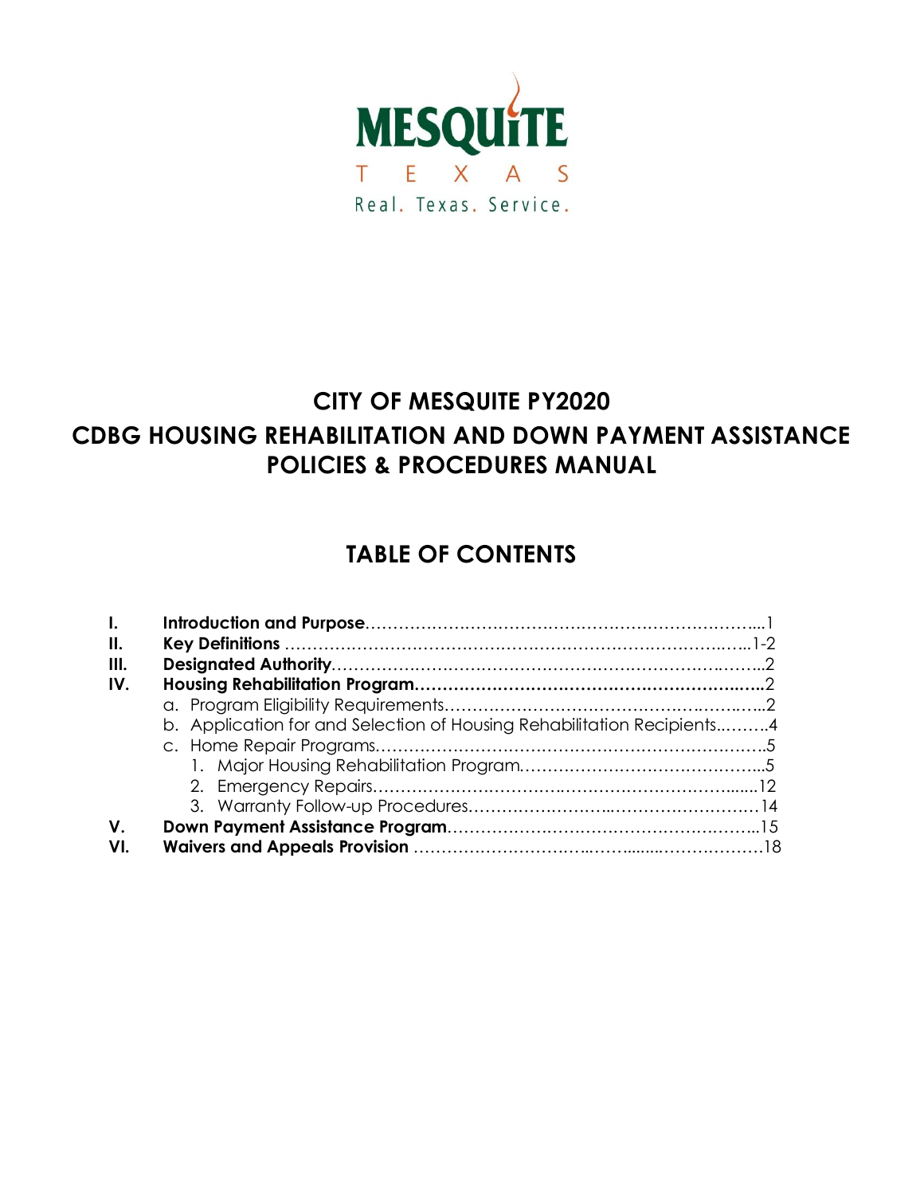MESQUITE

TEXAS

Real. Texas. Service.

# CITY OF MESQUITE PY2020
# CDBG HOUSING REHABILITATION AND DOWN PAYMENT ASSISTANCE POLICIES & PROCEDURES MANUAL

## TABLE OF CONTENTS

- **I. Introduction and Purpose**……………………………………………………………...1
- **II. Key Definitions** ………………………………………………………………………..1-2
- **III. Designated Authority**……………………………………………………………………..2
- **IV. Housing Rehabilitation Program**…………………………………………………..…..2
  - a. Program Eligibility Requirements…………………………………………………...2
  - b. Application for and Selection of Housing Rehabilitation Recipients..……..4
  - c. Home Repair Programs………………………………………………………………..5
    1. Major Housing Rehabilitation Program……………………………………...5
    2. Emergency Repairs…………………………………………………………......12
    3. Warranty Follow-up Procedures……………………..………………………14
- **V. Down Payment Assistance Program**………………………………………………...15
- **VI. Waivers and Appeals Provision** ………………………..……........……………18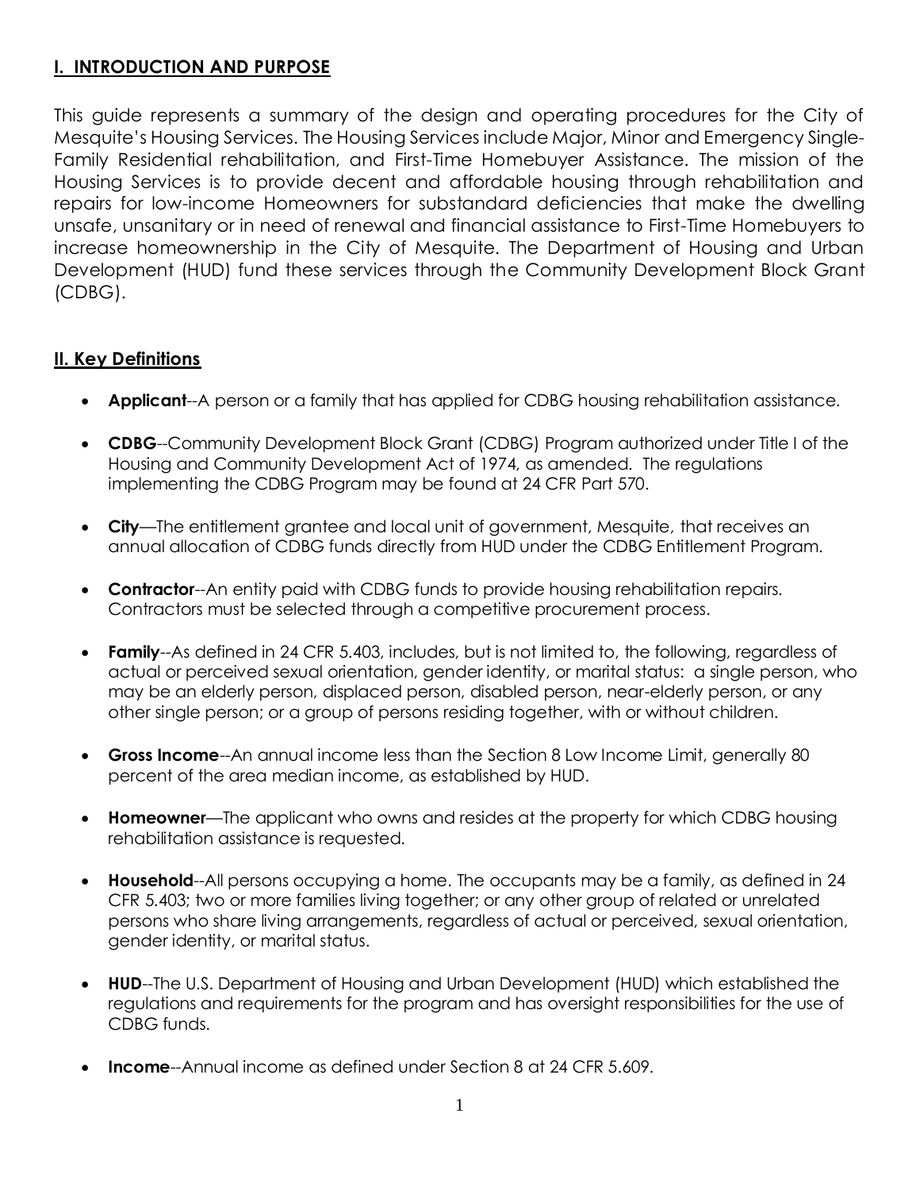## I. INTRODUCTION AND PURPOSE

This guide represents a summary of the design and operating procedures for the City of Mesquite's Housing Services. The Housing Services include Major, Minor and Emergency Single-Family Residential rehabilitation, and First-Time Homebuyer Assistance. The mission of the Housing Services is to provide decent and affordable housing through rehabilitation and repairs for low-income Homeowners for substandard deficiencies that make the dwelling unsafe, unsanitary or in need of renewal and financial assistance to First-Time Homebuyers to increase homeownership in the City of Mesquite. The Department of Housing and Urban Development (HUD) fund these services through the Community Development Block Grant (CDBG).

## II. Key Definitions

- **Applicant**--A person or a family that has applied for CDBG housing rehabilitation assistance.
- **CDBG**--Community Development Block Grant (CDBG) Program authorized under Title I of the Housing and Community Development Act of 1974, as amended. The regulations implementing the CDBG Program may be found at 24 CFR Part 570.
- **City**—The entitlement grantee and local unit of government, Mesquite, that receives an annual allocation of CDBG funds directly from HUD under the CDBG Entitlement Program.
- **Contractor**--An entity paid with CDBG funds to provide housing rehabilitation repairs. Contractors must be selected through a competitive procurement process.
- **Family**--As defined in 24 CFR 5.403, includes, but is not limited to, the following, regardless of actual or perceived sexual orientation, gender identity, or marital status: a single person, who may be an elderly person, displaced person, disabled person, near-elderly person, or any other single person; or a group of persons residing together, with or without children.
- **Gross Income**--An annual income less than the Section 8 Low Income Limit, generally 80 percent of the area median income, as established by HUD.
- **Homeowner**—The applicant who owns and resides at the property for which CDBG housing rehabilitation assistance is requested.
- **Household**--All persons occupying a home. The occupants may be a family, as defined in 24 CFR 5.403; two or more families living together; or any other group of related or unrelated persons who share living arrangements, regardless of actual or perceived, sexual orientation, gender identity, or marital status.
- **HUD**--The U.S. Department of Housing and Urban Development (HUD) which established the regulations and requirements for the program and has oversight responsibilities for the use of CDBG funds.
- **Income**--Annual income as defined under Section 8 at 24 CFR 5.609.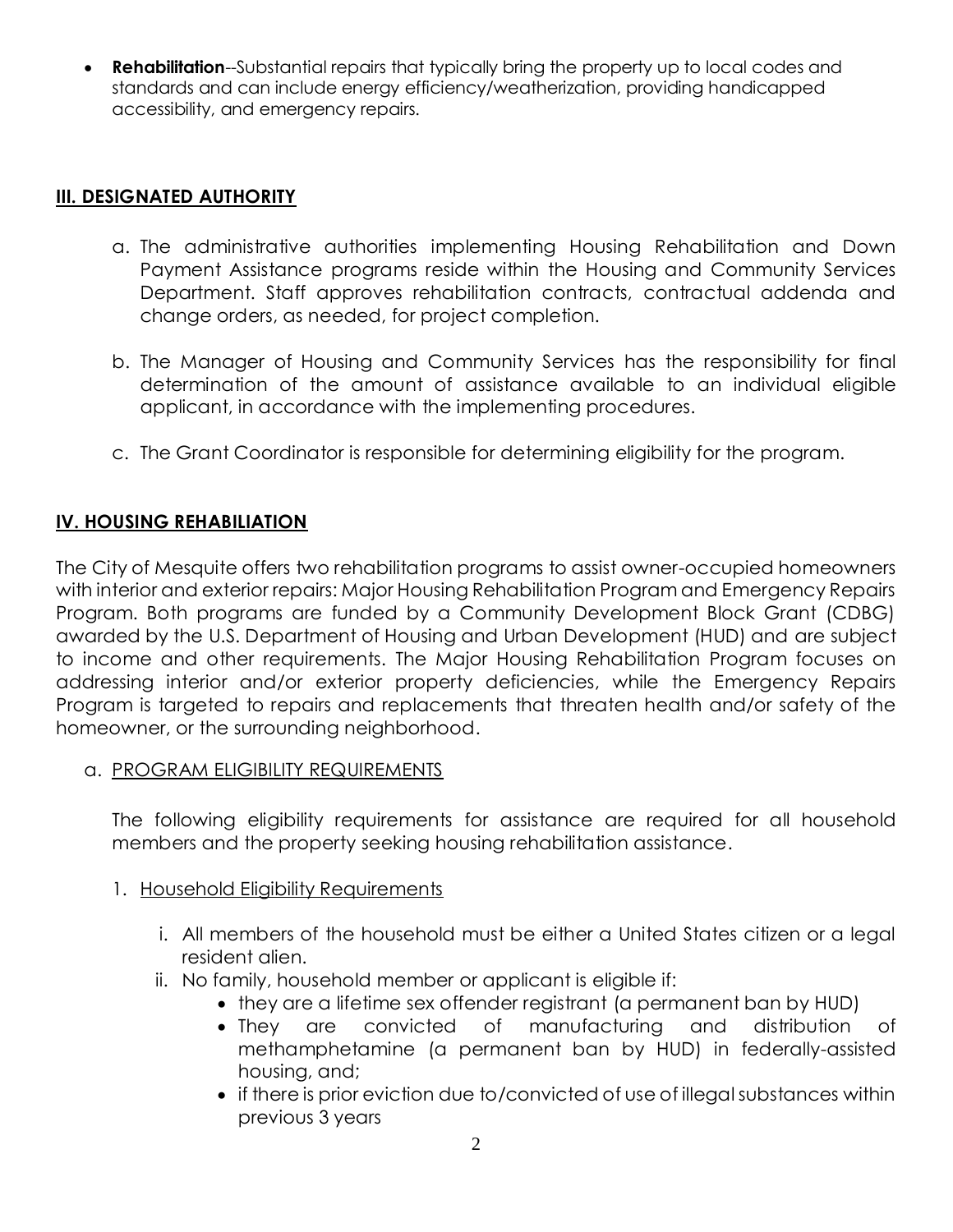- **Rehabilitation**--Substantial repairs that typically bring the property up to local codes and standards and can include energy efficiency/weatherization, providing handicapped accessibility, and emergency repairs.

## III. DESIGNATED AUTHORITY

a. The administrative authorities implementing Housing Rehabilitation and Down Payment Assistance programs reside within the Housing and Community Services Department. Staff approves rehabilitation contracts, contractual addenda and change orders, as needed, for project completion.

b. The Manager of Housing and Community Services has the responsibility for final determination of the amount of assistance available to an individual eligible applicant, in accordance with the implementing procedures.

c. The Grant Coordinator is responsible for determining eligibility for the program.

## IV. HOUSING REHABILIATION

The City of Mesquite offers two rehabilitation programs to assist owner-occupied homeowners with interior and exterior repairs: Major Housing Rehabilitation Program and Emergency Repairs Program. Both programs are funded by a Community Development Block Grant (CDBG) awarded by the U.S. Department of Housing and Urban Development (HUD) and are subject to income and other requirements. The Major Housing Rehabilitation Program focuses on addressing interior and/or exterior property deficiencies, while the Emergency Repairs Program is targeted to repairs and replacements that threaten health and/or safety of the homeowner, or the surrounding neighborhood.

a. PROGRAM ELIGIBILITY REQUIREMENTS

The following eligibility requirements for assistance are required for all household members and the property seeking housing rehabilitation assistance.

1. Household Eligibility Requirements

   i. All members of the household must be either a United States citizen or a legal resident alien.

   ii. No family, household member or applicant is eligible if:
      - they are a lifetime sex offender registrant (a permanent ban by HUD)
      - They are convicted of manufacturing and distribution of methamphetamine (a permanent ban by HUD) in federally-assisted housing, and;
      - if there is prior eviction due to/convicted of use of illegal substances within previous 3 years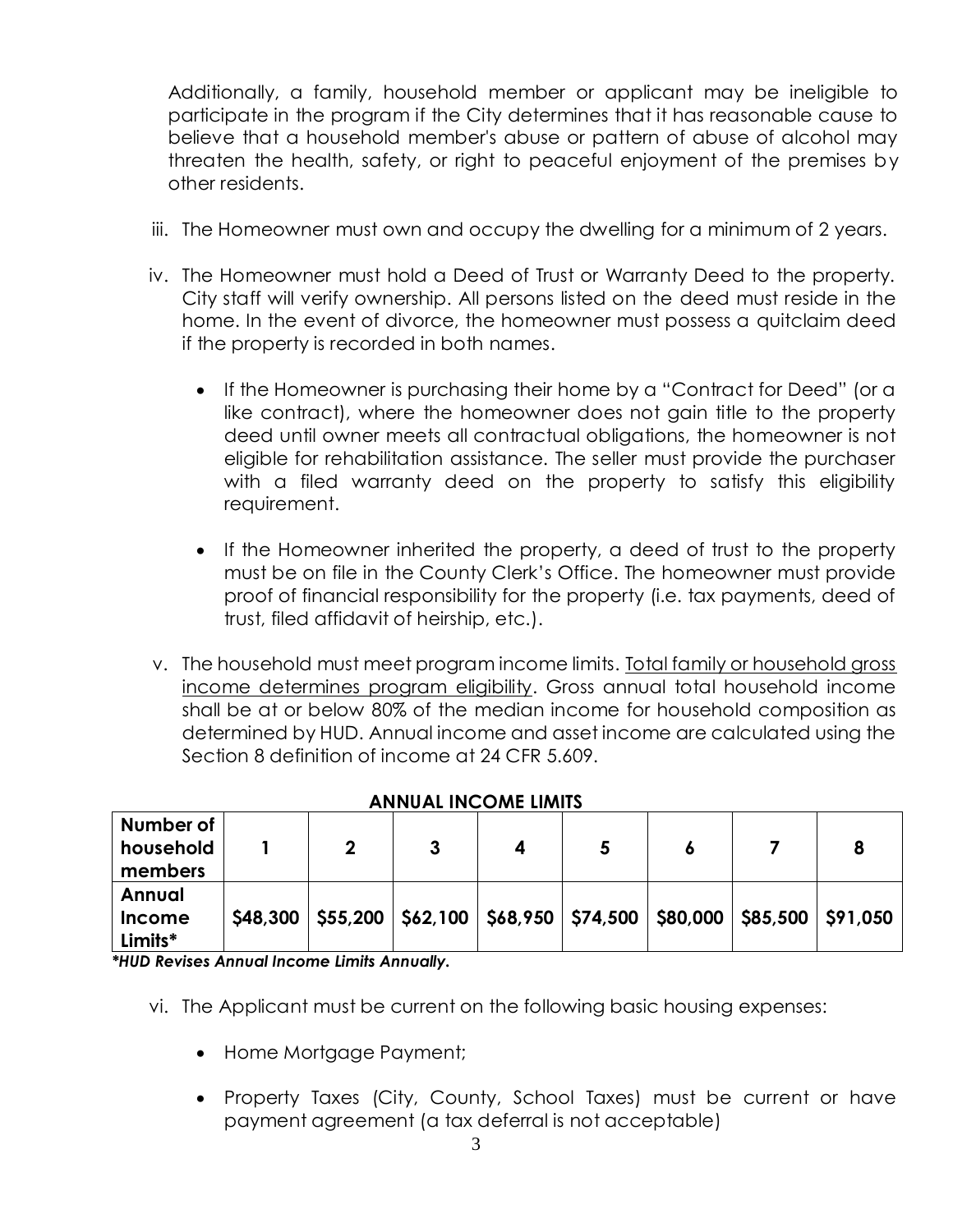Additionally, a family, household member or applicant may be ineligible to participate in the program if the City determines that it has reasonable cause to believe that a household member's abuse or pattern of abuse of alcohol may threaten the health, safety, or right to peaceful enjoyment of the premises by other residents.

iii. The Homeowner must own and occupy the dwelling for a minimum of 2 years.

iv. The Homeowner must hold a Deed of Trust or Warranty Deed to the property. City staff will verify ownership. All persons listed on the deed must reside in the home. In the event of divorce, the homeowner must possess a quitclaim deed if the property is recorded in both names.

- If the Homeowner is purchasing their home by a "Contract for Deed" (or a like contract), where the homeowner does not gain title to the property deed until owner meets all contractual obligations, the homeowner is not eligible for rehabilitation assistance. The seller must provide the purchaser with a filed warranty deed on the property to satisfy this eligibility requirement.

- If the Homeowner inherited the property, a deed of trust to the property must be on file in the County Clerk's Office. The homeowner must provide proof of financial responsibility for the property (i.e. tax payments, deed of trust, filed affidavit of heirship, etc.).

v. The household must meet program income limits. <u>Total family or household gross income determines program eligibility</u>. Gross annual total household income shall be at or below 80% of the median income for household composition as determined by HUD. Annual income and asset income are calculated using the Section 8 definition of income at 24 CFR 5.609.

**ANNUAL INCOME LIMITS**

| **Number of household members** | **1** | **2** | **3** | **4** | **5** | **6** | **7** | **8** |
|---|---|---|---|---|---|---|---|---|
| **Annual Income Limits*** | **$48,300** | **$55,200** | **$62,100** | **$68,950** | **$74,500** | **$80,000** | **$85,500** | **$91,050** |

***HUD Revises Annual Income Limits Annually.***

vi. The Applicant must be current on the following basic housing expenses:

- Home Mortgage Payment;

- Property Taxes (City, County, School Taxes) must be current or have payment agreement (a tax deferral is not acceptable)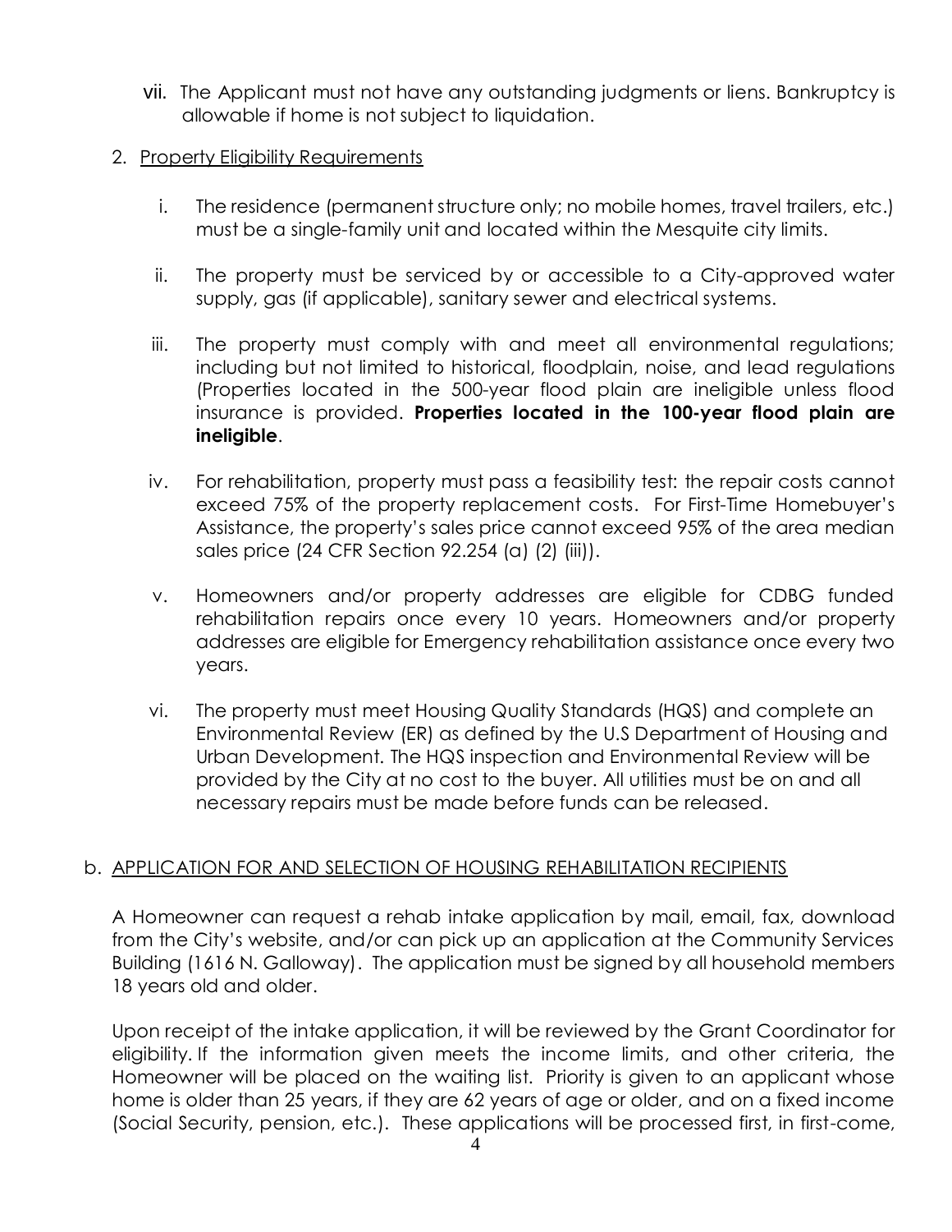vii. The Applicant must not have any outstanding judgments or liens. Bankruptcy is allowable if home is not subject to liquidation.

2. Property Eligibility Requirements

   i. The residence (permanent structure only; no mobile homes, travel trailers, etc.) must be a single-family unit and located within the Mesquite city limits.

   ii. The property must be serviced by or accessible to a City-approved water supply, gas (if applicable), sanitary sewer and electrical systems.

   iii. The property must comply with and meet all environmental regulations; including but not limited to historical, floodplain, noise, and lead regulations (Properties located in the 500-year flood plain are ineligible unless flood insurance is provided. **Properties located in the 100-year flood plain are ineligible**.

   iv. For rehabilitation, property must pass a feasibility test: the repair costs cannot exceed 75% of the property replacement costs. For First-Time Homebuyer's Assistance, the property's sales price cannot exceed 95% of the area median sales price (24 CFR Section 92.254 (a) (2) (iii)).

   v. Homeowners and/or property addresses are eligible for CDBG funded rehabilitation repairs once every 10 years. Homeowners and/or property addresses are eligible for Emergency rehabilitation assistance once every two years.

   vi. The property must meet Housing Quality Standards (HQS) and complete an Environmental Review (ER) as defined by the U.S Department of Housing and Urban Development. The HQS inspection and Environmental Review will be provided by the City at no cost to the buyer. All utilities must be on and all necessary repairs must be made before funds can be released.

b. APPLICATION FOR AND SELECTION OF HOUSING REHABILITATION RECIPIENTS

A Homeowner can request a rehab intake application by mail, email, fax, download from the City's website, and/or can pick up an application at the Community Services Building (1616 N. Galloway). The application must be signed by all household members 18 years old and older.

Upon receipt of the intake application, it will be reviewed by the Grant Coordinator for eligibility. If the information given meets the income limits, and other criteria, the Homeowner will be placed on the waiting list. Priority is given to an applicant whose home is older than 25 years, if they are 62 years of age or older, and on a fixed income (Social Security, pension, etc.). These applications will be processed first, in first-come,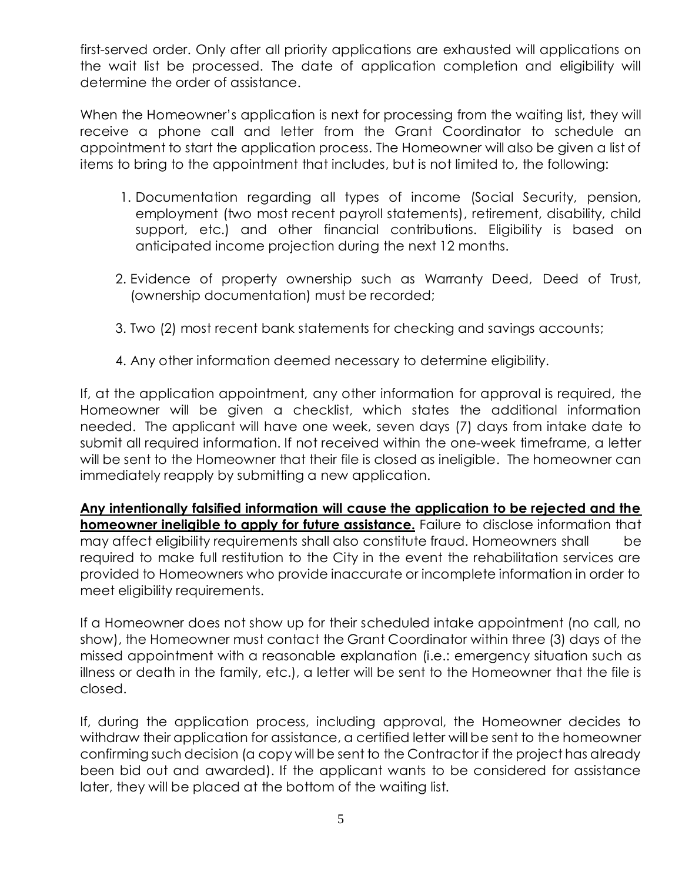first-served order. Only after all priority applications are exhausted will applications on the wait list be processed. The date of application completion and eligibility will determine the order of assistance.

When the Homeowner's application is next for processing from the waiting list, they will receive a phone call and letter from the Grant Coordinator to schedule an appointment to start the application process. The Homeowner will also be given a list of items to bring to the appointment that includes, but is not limited to, the following:

1. Documentation regarding all types of income (Social Security, pension, employment (two most recent payroll statements), retirement, disability, child support, etc.) and other financial contributions. Eligibility is based on anticipated income projection during the next 12 months.

2. Evidence of property ownership such as Warranty Deed, Deed of Trust, (ownership documentation) must be recorded;

3. Two (2) most recent bank statements for checking and savings accounts;

4. Any other information deemed necessary to determine eligibility.

If, at the application appointment, any other information for approval is required, the Homeowner will be given a checklist, which states the additional information needed. The applicant will have one week, seven days (7) days from intake date to submit all required information. If not received within the one-week timeframe, a letter will be sent to the Homeowner that their file is closed as ineligible. The homeowner can immediately reapply by submitting a new application.

**<u>Any intentionally falsified information will cause the application to be rejected and the homeowner ineligible to apply for future assistance.</u>** Failure to disclose information that may affect eligibility requirements shall also constitute fraud. Homeowners shall be required to make full restitution to the City in the event the rehabilitation services are provided to Homeowners who provide inaccurate or incomplete information in order to meet eligibility requirements.

If a Homeowner does not show up for their scheduled intake appointment (no call, no show), the Homeowner must contact the Grant Coordinator within three (3) days of the missed appointment with a reasonable explanation (i.e.: emergency situation such as illness or death in the family, etc.), a letter will be sent to the Homeowner that the file is closed.

If, during the application process, including approval, the Homeowner decides to withdraw their application for assistance, a certified letter will be sent to the homeowner confirming such decision (a copy will be sent to the Contractor if the project has already been bid out and awarded). If the applicant wants to be considered for assistance later, they will be placed at the bottom of the waiting list.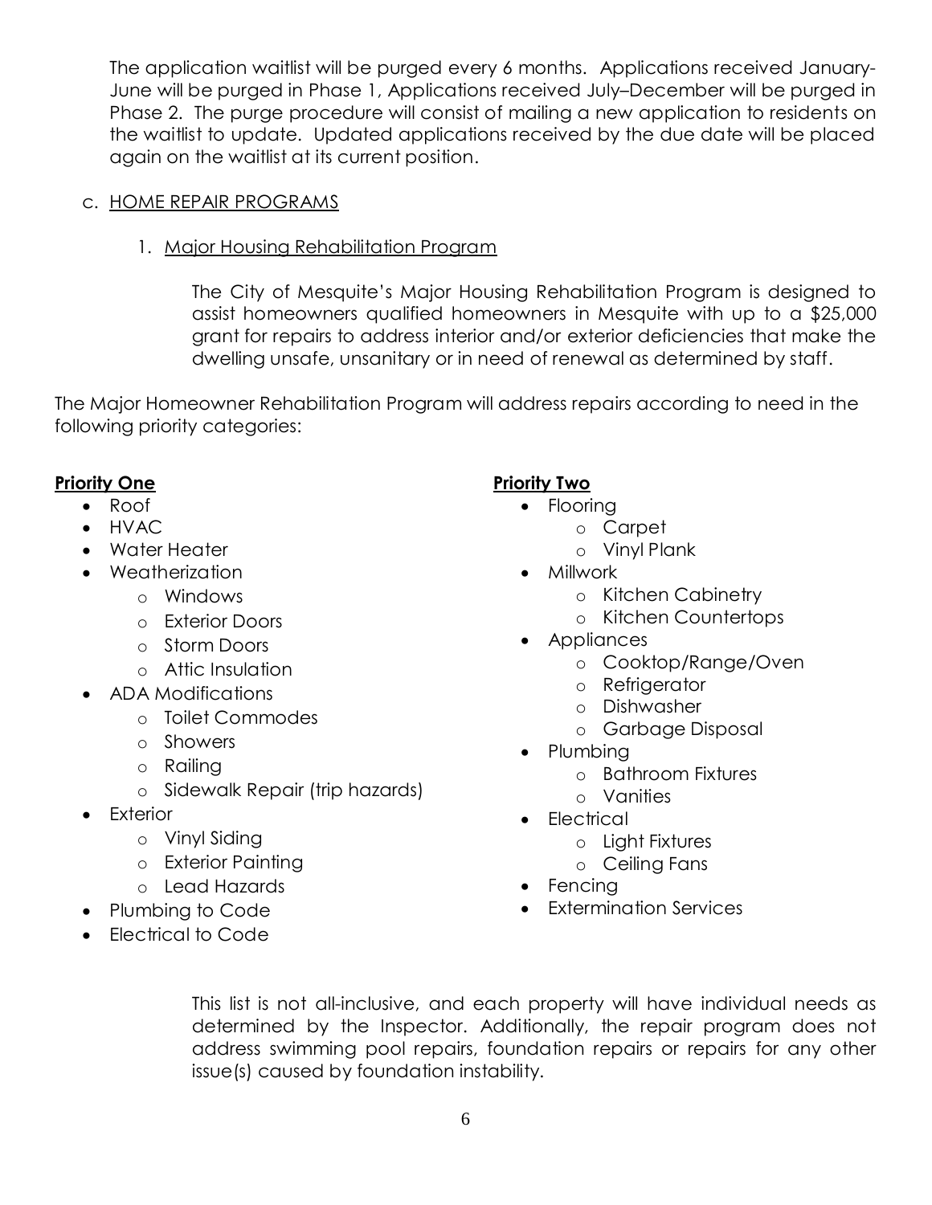The application waitlist will be purged every 6 months. Applications received January-June will be purged in Phase 1, Applications received July–December will be purged in Phase 2. The purge procedure will consist of mailing a new application to residents on the waitlist to update. Updated applications received by the due date will be placed again on the waitlist at its current position.

c. <u>HOME REPAIR PROGRAMS</u>

1. <u>Major Housing Rehabilitation Program</u>

The City of Mesquite's Major Housing Rehabilitation Program is designed to assist homeowners qualified homeowners in Mesquite with up to a $25,000 grant for repairs to address interior and/or exterior deficiencies that make the dwelling unsafe, unsanitary or in need of renewal as determined by staff.

The Major Homeowner Rehabilitation Program will address repairs according to need in the following priority categories:

**<u>Priority One</u>**

- Roof
- HVAC
- Water Heater
- Weatherization
  - Windows
  - Exterior Doors
  - Storm Doors
  - Attic Insulation
- ADA Modifications
  - Toilet Commodes
  - Showers
  - Railing
  - Sidewalk Repair (trip hazards)
- Exterior
  - Vinyl Siding
  - Exterior Painting
  - Lead Hazards
- Plumbing to Code
- Electrical to Code

**<u>Priority Two</u>**

- Flooring
  - Carpet
  - Vinyl Plank
- Millwork
  - Kitchen Cabinetry
  - Kitchen Countertops
- Appliances
  - Cooktop/Range/Oven
  - Refrigerator
  - Dishwasher
  - Garbage Disposal
- Plumbing
  - Bathroom Fixtures
  - Vanities
- Electrical
  - Light Fixtures
  - Ceiling Fans
- Fencing
- Extermination Services

This list is not all-inclusive, and each property will have individual needs as determined by the Inspector. Additionally, the repair program does not address swimming pool repairs, foundation repairs or repairs for any other issue(s) caused by foundation instability.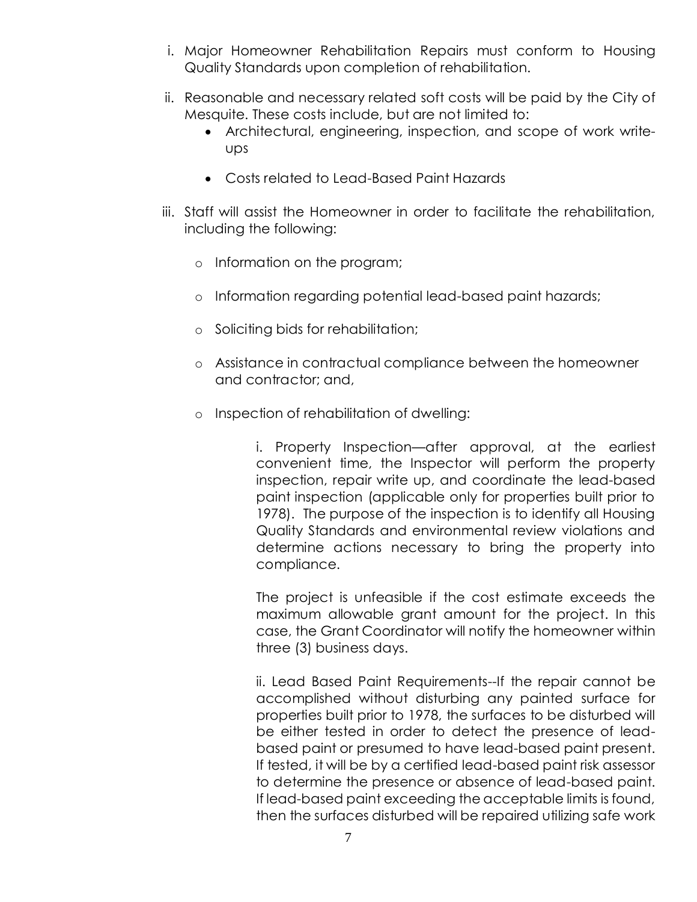i. Major Homeowner Rehabilitation Repairs must conform to Housing Quality Standards upon completion of rehabilitation.

ii. Reasonable and necessary related soft costs will be paid by the City of Mesquite. These costs include, but are not limited to:
   - Architectural, engineering, inspection, and scope of work write-ups
   - Costs related to Lead-Based Paint Hazards

iii. Staff will assist the Homeowner in order to facilitate the rehabilitation, including the following:
   - Information on the program;
   - Information regarding potential lead-based paint hazards;
   - Soliciting bids for rehabilitation;
   - Assistance in contractual compliance between the homeowner and contractor; and,
   - Inspection of rehabilitation of dwelling:

      i. Property Inspection—after approval, at the earliest convenient time, the Inspector will perform the property inspection, repair write up, and coordinate the lead-based paint inspection (applicable only for properties built prior to 1978). The purpose of the inspection is to identify all Housing Quality Standards and environmental review violations and determine actions necessary to bring the property into compliance.

      The project is unfeasible if the cost estimate exceeds the maximum allowable grant amount for the project. In this case, the Grant Coordinator will notify the homeowner within three (3) business days.

      ii. Lead Based Paint Requirements--If the repair cannot be accomplished without disturbing any painted surface for properties built prior to 1978, the surfaces to be disturbed will be either tested in order to detect the presence of lead-based paint or presumed to have lead-based paint present. If tested, it will be by a certified lead-based paint risk assessor to determine the presence or absence of lead-based paint. If lead-based paint exceeding the acceptable limits is found, then the surfaces disturbed will be repaired utilizing safe work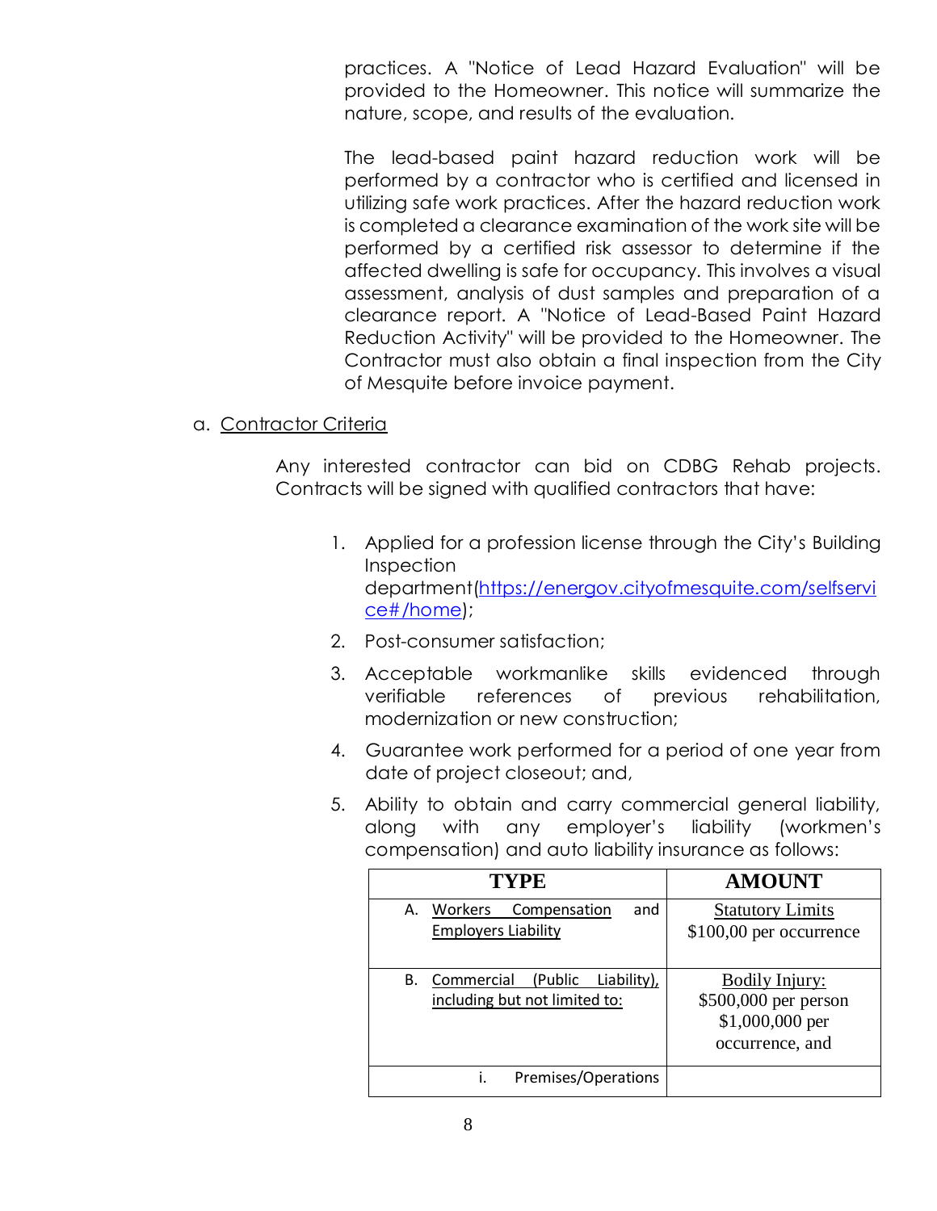practices. A "Notice of Lead Hazard Evaluation" will be provided to the Homeowner. This notice will summarize the nature, scope, and results of the evaluation.

The lead-based paint hazard reduction work will be performed by a contractor who is certified and licensed in utilizing safe work practices. After the hazard reduction work is completed a clearance examination of the work site will be performed by a certified risk assessor to determine if the affected dwelling is safe for occupancy. This involves a visual assessment, analysis of dust samples and preparation of a clearance report. A "Notice of Lead-Based Paint Hazard Reduction Activity" will be provided to the Homeowner. The Contractor must also obtain a final inspection from the City of Mesquite before invoice payment.

a. <u>Contractor Criteria</u>

Any interested contractor can bid on CDBG Rehab projects. Contracts will be signed with qualified contractors that have:

1. Applied for a profession license through the City's Building Inspection department(https://energov.cityofmesquite.com/selfservice#/home);
2. Post-consumer satisfaction;
3. Acceptable workmanlike skills evidenced through verifiable references of previous rehabilitation, modernization or new construction;
4. Guarantee work performed for a period of one year from date of project closeout; and,
5. Ability to obtain and carry commercial general liability, along with any employer's liability (workmen's compensation) and auto liability insurance as follows:

| TYPE | AMOUNT |
|---|---|
| A. <u>Workers Compensation and Employers Liability</u> | <u>Statutory Limits</u><br>$100,00 per occurrence |
| B. <u>Commercial (Public Liability), including but not limited to:</u> | <u>Bodily Injury:</u><br>$500,000 per person<br>$1,000,000 per occurrence, and |
| i. Premises/Operations | |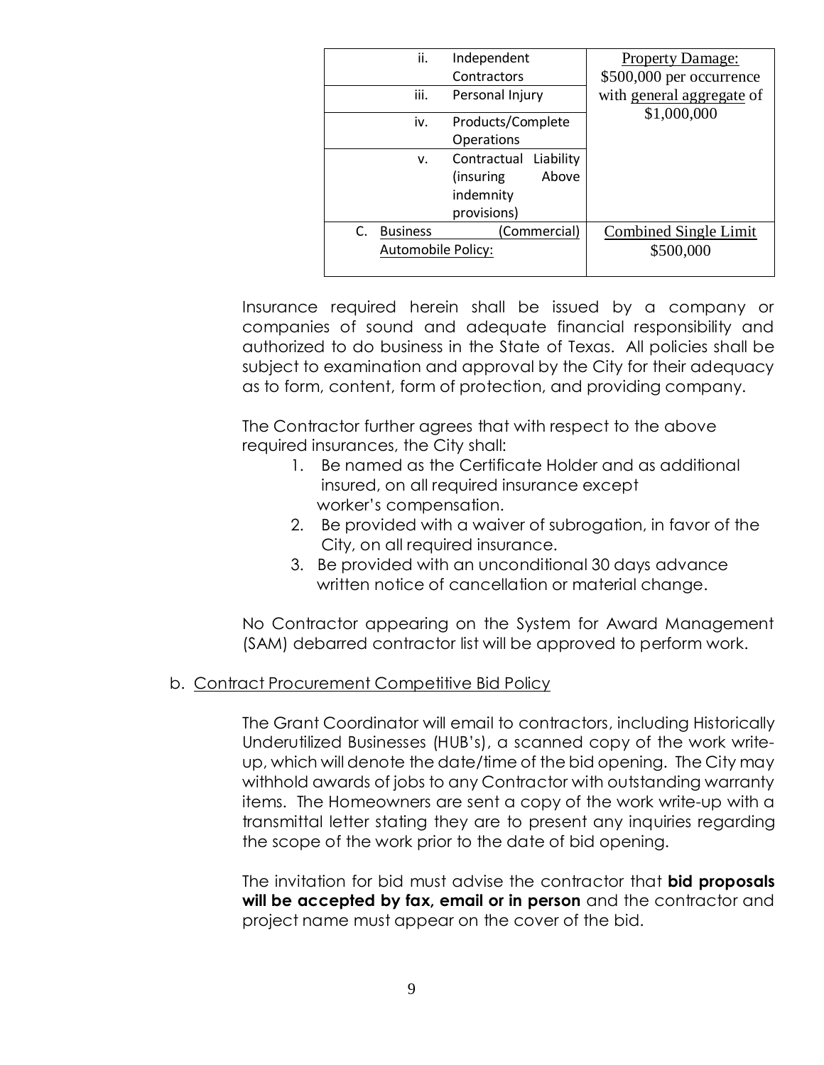| | |
|---|---|
| ii. Independent Contractors | Property Damage: $500,000 per occurrence with general aggregate of $1,000,000 |
| iii. Personal Injury | |
| iv. Products/Complete Operations | |
| v. Contractual Liability (insuring Above indemnity provisions) | |
| C. Business (Commercial) Automobile Policy: | Combined Single Limit $500,000 |

Insurance required herein shall be issued by a company or companies of sound and adequate financial responsibility and authorized to do business in the State of Texas. All policies shall be subject to examination and approval by the City for their adequacy as to form, content, form of protection, and providing company.

The Contractor further agrees that with respect to the above required insurances, the City shall:

1. Be named as the Certificate Holder and as additional insured, on all required insurance except worker's compensation.
2. Be provided with a waiver of subrogation, in favor of the City, on all required insurance.
3. Be provided with an unconditional 30 days advance written notice of cancellation or material change.

No Contractor appearing on the System for Award Management (SAM) debarred contractor list will be approved to perform work.

b. Contract Procurement Competitive Bid Policy

The Grant Coordinator will email to contractors, including Historically Underutilized Businesses (HUB's), a scanned copy of the work write-up, which will denote the date/time of the bid opening. The City may withhold awards of jobs to any Contractor with outstanding warranty items. The Homeowners are sent a copy of the work write-up with a transmittal letter stating they are to present any inquiries regarding the scope of the work prior to the date of bid opening.

The invitation for bid must advise the contractor that **bid proposals will be accepted by fax, email or in person** and the contractor and project name must appear on the cover of the bid.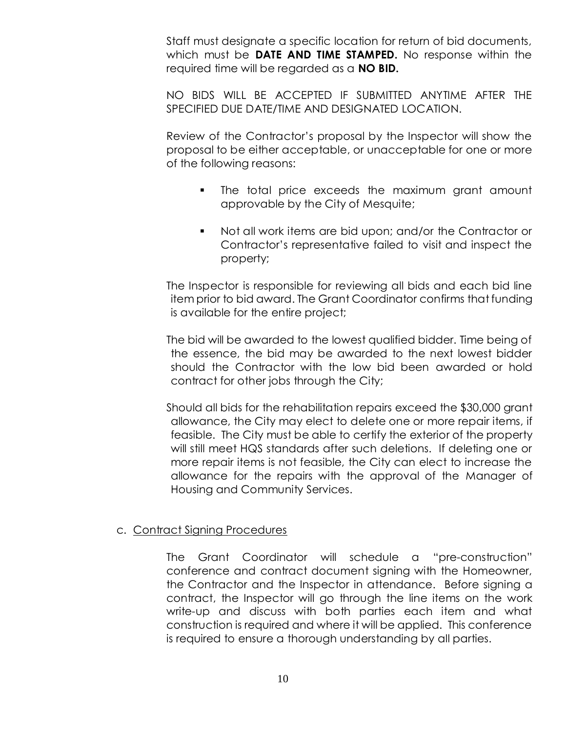Staff must designate a specific location for return of bid documents, which must be **DATE AND TIME STAMPED.** No response within the required time will be regarded as a **NO BID.**

NO BIDS WILL BE ACCEPTED IF SUBMITTED ANYTIME AFTER THE SPECIFIED DUE DATE/TIME AND DESIGNATED LOCATION.

Review of the Contractor's proposal by the Inspector will show the proposal to be either acceptable, or unacceptable for one or more of the following reasons:

- The total price exceeds the maximum grant amount approvable by the City of Mesquite;
- Not all work items are bid upon; and/or the Contractor or Contractor's representative failed to visit and inspect the property;

The Inspector is responsible for reviewing all bids and each bid line item prior to bid award. The Grant Coordinator confirms that funding is available for the entire project;

The bid will be awarded to the lowest qualified bidder. Time being of the essence, the bid may be awarded to the next lowest bidder should the Contractor with the low bid been awarded or hold contract for other jobs through the City;

Should all bids for the rehabilitation repairs exceed the $30,000 grant allowance, the City may elect to delete one or more repair items, if feasible. The City must be able to certify the exterior of the property will still meet HQS standards after such deletions. If deleting one or more repair items is not feasible, the City can elect to increase the allowance for the repairs with the approval of the Manager of Housing and Community Services.

c. Contract Signing Procedures

The Grant Coordinator will schedule a "pre-construction" conference and contract document signing with the Homeowner, the Contractor and the Inspector in attendance. Before signing a contract, the Inspector will go through the line items on the work write-up and discuss with both parties each item and what construction is required and where it will be applied. This conference is required to ensure a thorough understanding by all parties.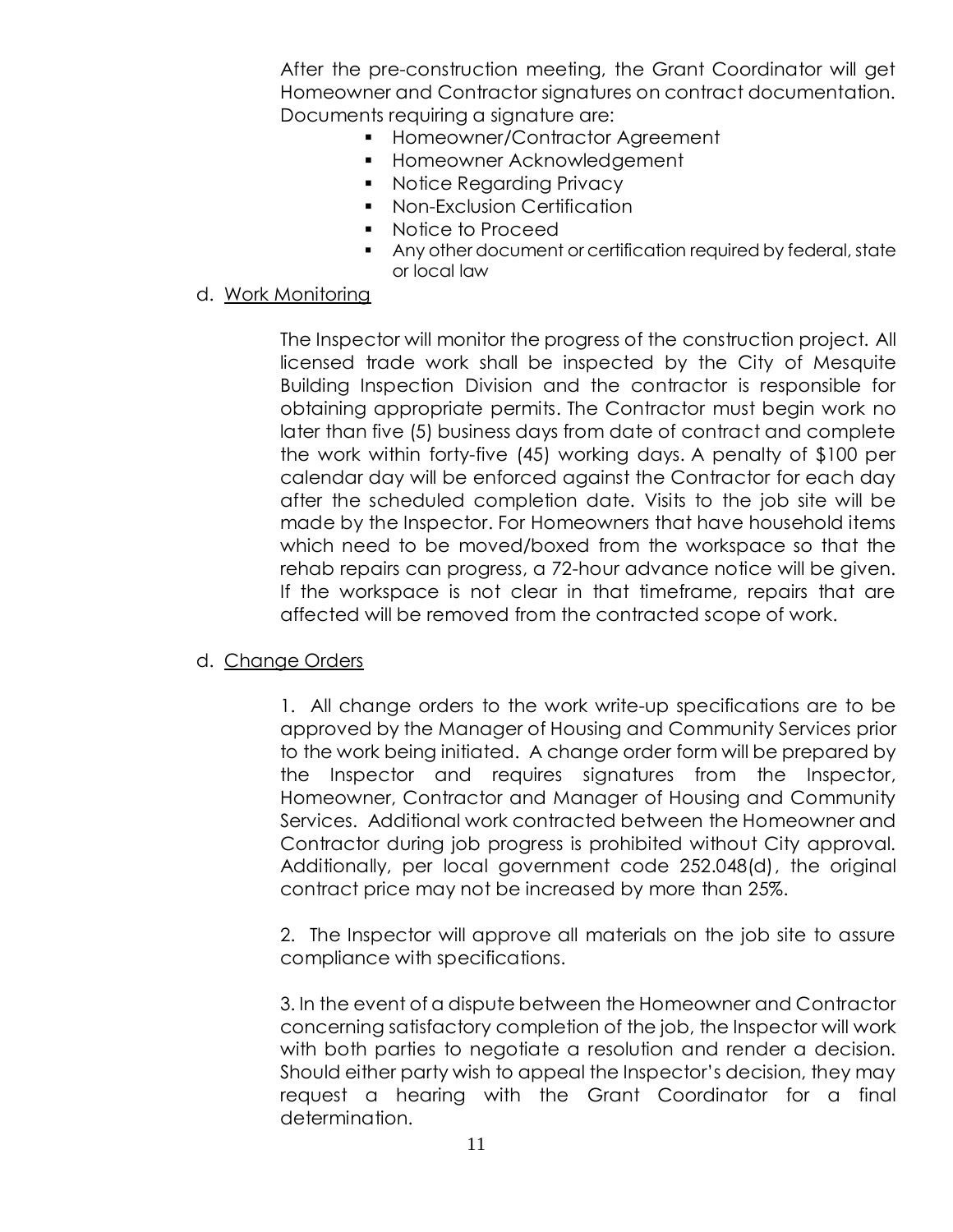After the pre-construction meeting, the Grant Coordinator will get Homeowner and Contractor signatures on contract documentation. Documents requiring a signature are:

- Homeowner/Contractor Agreement
- Homeowner Acknowledgement
- Notice Regarding Privacy
- Non-Exclusion Certification
- Notice to Proceed
- Any other document or certification required by federal, state or local law

d. <u>Work Monitoring</u>

The Inspector will monitor the progress of the construction project. All licensed trade work shall be inspected by the City of Mesquite Building Inspection Division and the contractor is responsible for obtaining appropriate permits. The Contractor must begin work no later than five (5) business days from date of contract and complete the work within forty-five (45) working days. A penalty of $100 per calendar day will be enforced against the Contractor for each day after the scheduled completion date. Visits to the job site will be made by the Inspector. For Homeowners that have household items which need to be moved/boxed from the workspace so that the rehab repairs can progress, a 72-hour advance notice will be given. If the workspace is not clear in that timeframe, repairs that are affected will be removed from the contracted scope of work.

d. <u>Change Orders</u>

1. All change orders to the work write-up specifications are to be approved by the Manager of Housing and Community Services prior to the work being initiated. A change order form will be prepared by the Inspector and requires signatures from the Inspector, Homeowner, Contractor and Manager of Housing and Community Services. Additional work contracted between the Homeowner and Contractor during job progress is prohibited without City approval. Additionally, per local government code 252.048(d), the original contract price may not be increased by more than 25%.

2. The Inspector will approve all materials on the job site to assure compliance with specifications.

3. In the event of a dispute between the Homeowner and Contractor concerning satisfactory completion of the job, the Inspector will work with both parties to negotiate a resolution and render a decision. Should either party wish to appeal the Inspector's decision, they may request a hearing with the Grant Coordinator for a final determination.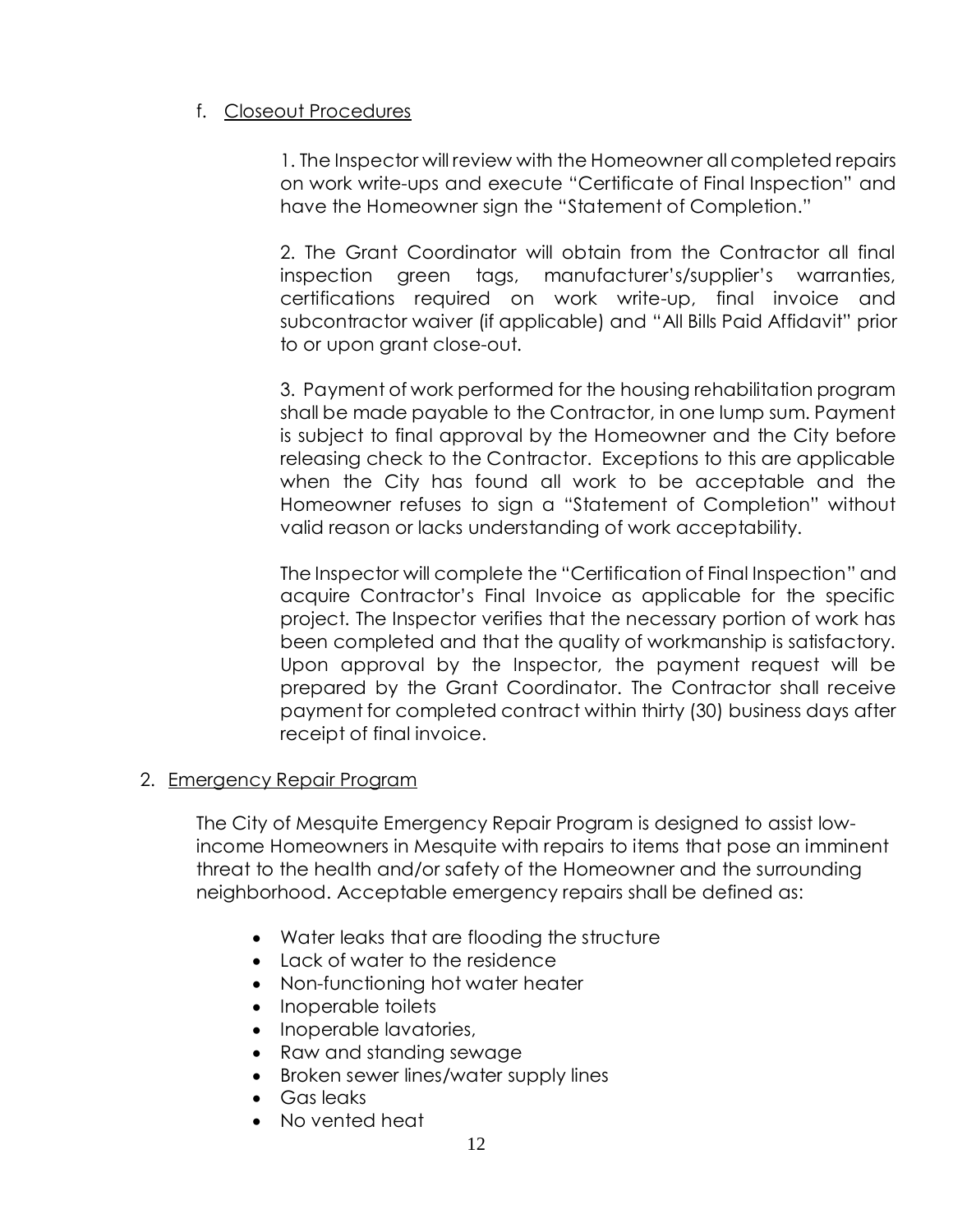f. <u>Closeout Procedures</u>

1. The Inspector will review with the Homeowner all completed repairs on work write-ups and execute "Certificate of Final Inspection" and have the Homeowner sign the "Statement of Completion."

2. The Grant Coordinator will obtain from the Contractor all final inspection green tags, manufacturer's/supplier's warranties, certifications required on work write-up, final invoice and subcontractor waiver (if applicable) and "All Bills Paid Affidavit" prior to or upon grant close-out.

3. Payment of work performed for the housing rehabilitation program shall be made payable to the Contractor, in one lump sum. Payment is subject to final approval by the Homeowner and the City before releasing check to the Contractor. Exceptions to this are applicable when the City has found all work to be acceptable and the Homeowner refuses to sign a "Statement of Completion" without valid reason or lacks understanding of work acceptability.

The Inspector will complete the "Certification of Final Inspection" and acquire Contractor's Final Invoice as applicable for the specific project. The Inspector verifies that the necessary portion of work has been completed and that the quality of workmanship is satisfactory. Upon approval by the Inspector, the payment request will be prepared by the Grant Coordinator. The Contractor shall receive payment for completed contract within thirty (30) business days after receipt of final invoice.

2. <u>Emergency Repair Program</u>

The City of Mesquite Emergency Repair Program is designed to assist low-income Homeowners in Mesquite with repairs to items that pose an imminent threat to the health and/or safety of the Homeowner and the surrounding neighborhood. Acceptable emergency repairs shall be defined as:

- Water leaks that are flooding the structure
- Lack of water to the residence
- Non-functioning hot water heater
- Inoperable toilets
- Inoperable lavatories,
- Raw and standing sewage
- Broken sewer lines/water supply lines
- Gas leaks
- No vented heat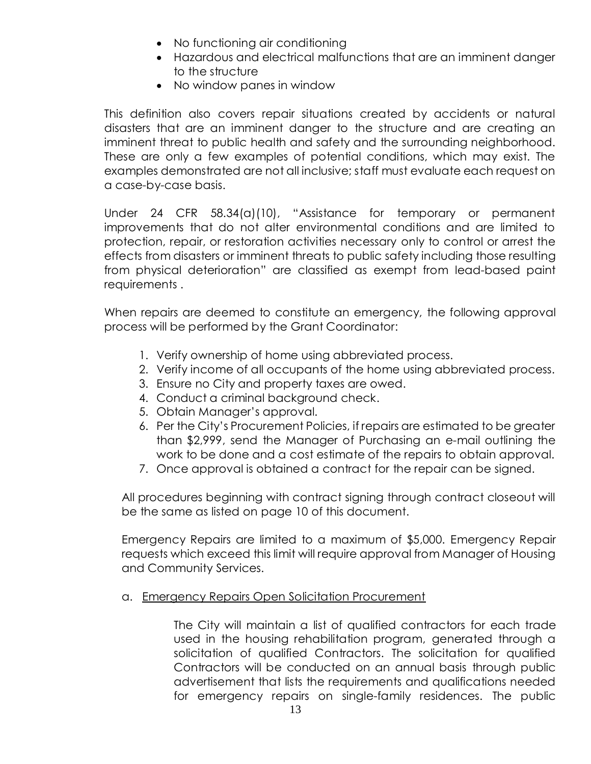- No functioning air conditioning
- Hazardous and electrical malfunctions that are an imminent danger to the structure
- No window panes in window

This definition also covers repair situations created by accidents or natural disasters that are an imminent danger to the structure and are creating an imminent threat to public health and safety and the surrounding neighborhood. These are only a few examples of potential conditions, which may exist. The examples demonstrated are not all inclusive; staff must evaluate each request on a case-by-case basis.

Under 24 CFR 58.34(a)(10), "Assistance for temporary or permanent improvements that do not alter environmental conditions and are limited to protection, repair, or restoration activities necessary only to control or arrest the effects from disasters or imminent threats to public safety including those resulting from physical deterioration" are classified as exempt from lead-based paint requirements .

When repairs are deemed to constitute an emergency, the following approval process will be performed by the Grant Coordinator:

1. Verify ownership of home using abbreviated process.
2. Verify income of all occupants of the home using abbreviated process.
3. Ensure no City and property taxes are owed.
4. Conduct a criminal background check.
5. Obtain Manager's approval.
6. Per the City's Procurement Policies, if repairs are estimated to be greater than $2,999, send the Manager of Purchasing an e-mail outlining the work to be done and a cost estimate of the repairs to obtain approval.
7. Once approval is obtained a contract for the repair can be signed.

All procedures beginning with contract signing through contract closeout will be the same as listed on page 10 of this document.

Emergency Repairs are limited to a maximum of $5,000. Emergency Repair requests which exceed this limit will require approval from Manager of Housing and Community Services.

a. Emergency Repairs Open Solicitation Procurement

The City will maintain a list of qualified contractors for each trade used in the housing rehabilitation program, generated through a solicitation of qualified Contractors. The solicitation for qualified Contractors will be conducted on an annual basis through public advertisement that lists the requirements and qualifications needed for emergency repairs on single-family residences. The public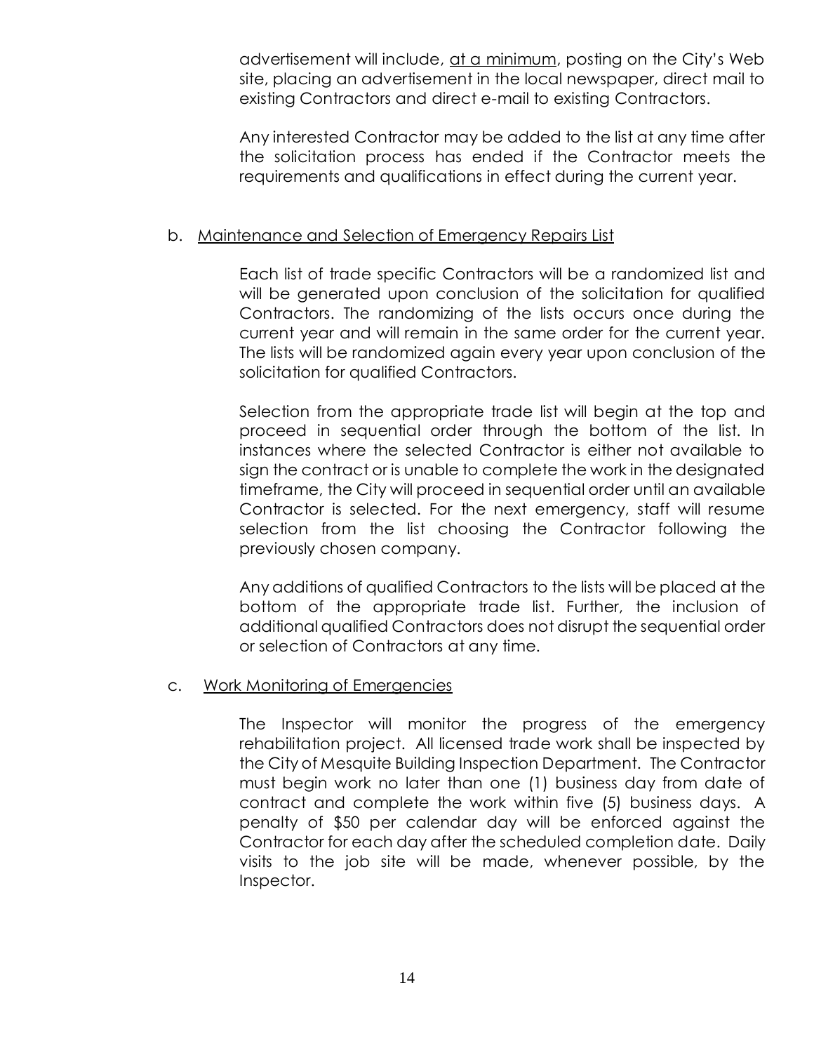advertisement will include, <u>at a minimum</u>, posting on the City's Web site, placing an advertisement in the local newspaper, direct mail to existing Contractors and direct e-mail to existing Contractors.

Any interested Contractor may be added to the list at any time after the solicitation process has ended if the Contractor meets the requirements and qualifications in effect during the current year.

b. <u>Maintenance and Selection of Emergency Repairs List</u>

Each list of trade specific Contractors will be a randomized list and will be generated upon conclusion of the solicitation for qualified Contractors. The randomizing of the lists occurs once during the current year and will remain in the same order for the current year. The lists will be randomized again every year upon conclusion of the solicitation for qualified Contractors.

Selection from the appropriate trade list will begin at the top and proceed in sequential order through the bottom of the list. In instances where the selected Contractor is either not available to sign the contract or is unable to complete the work in the designated timeframe, the City will proceed in sequential order until an available Contractor is selected. For the next emergency, staff will resume selection from the list choosing the Contractor following the previously chosen company.

Any additions of qualified Contractors to the lists will be placed at the bottom of the appropriate trade list. Further, the inclusion of additional qualified Contractors does not disrupt the sequential order or selection of Contractors at any time.

c. <u>Work Monitoring of Emergencies</u>

The Inspector will monitor the progress of the emergency rehabilitation project. All licensed trade work shall be inspected by the City of Mesquite Building Inspection Department. The Contractor must begin work no later than one (1) business day from date of contract and complete the work within five (5) business days. A penalty of $50 per calendar day will be enforced against the Contractor for each day after the scheduled completion date. Daily visits to the job site will be made, whenever possible, by the Inspector.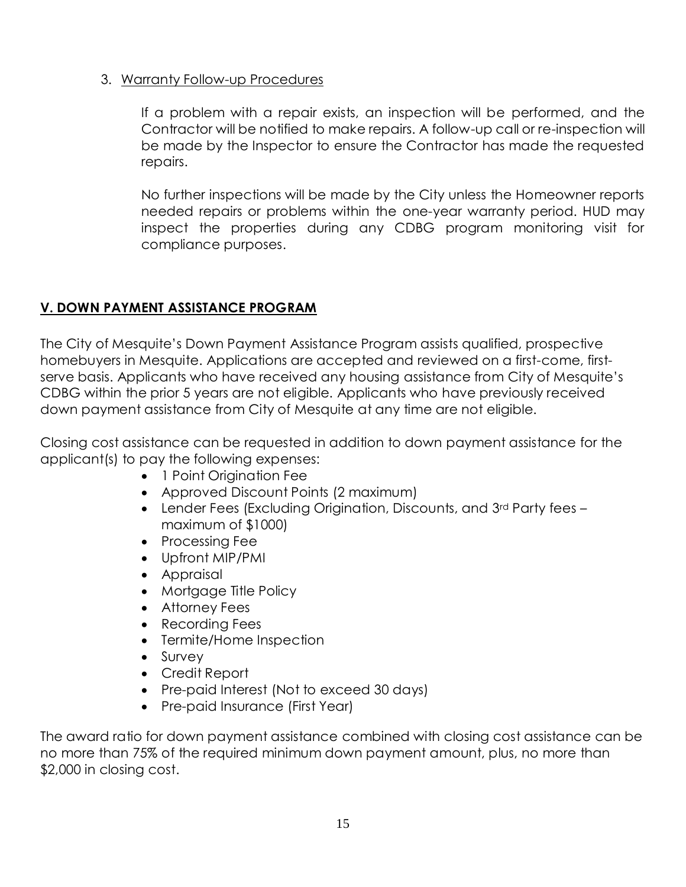3. <u>Warranty Follow-up Procedures</u>

   If a problem with a repair exists, an inspection will be performed, and the Contractor will be notified to make repairs. A follow-up call or re-inspection will be made by the Inspector to ensure the Contractor has made the requested repairs.

   No further inspections will be made by the City unless the Homeowner reports needed repairs or problems within the one-year warranty period. HUD may inspect the properties during any CDBG program monitoring visit for compliance purposes.

## V. DOWN PAYMENT ASSISTANCE PROGRAM

The City of Mesquite's Down Payment Assistance Program assists qualified, prospective homebuyers in Mesquite. Applications are accepted and reviewed on a first-come, first-serve basis. Applicants who have received any housing assistance from City of Mesquite's CDBG within the prior 5 years are not eligible. Applicants who have previously received down payment assistance from City of Mesquite at any time are not eligible.

Closing cost assistance can be requested in addition to down payment assistance for the applicant(s) to pay the following expenses:

- 1 Point Origination Fee
- Approved Discount Points (2 maximum)
- Lender Fees (Excluding Origination, Discounts, and 3rd Party fees – maximum of $1000)
- Processing Fee
- Upfront MIP/PMI
- Appraisal
- Mortgage Title Policy
- Attorney Fees
- Recording Fees
- Termite/Home Inspection
- Survey
- Credit Report
- Pre-paid Interest (Not to exceed 30 days)
- Pre-paid Insurance (First Year)

The award ratio for down payment assistance combined with closing cost assistance can be no more than 75% of the required minimum down payment amount, plus, no more than $2,000 in closing cost.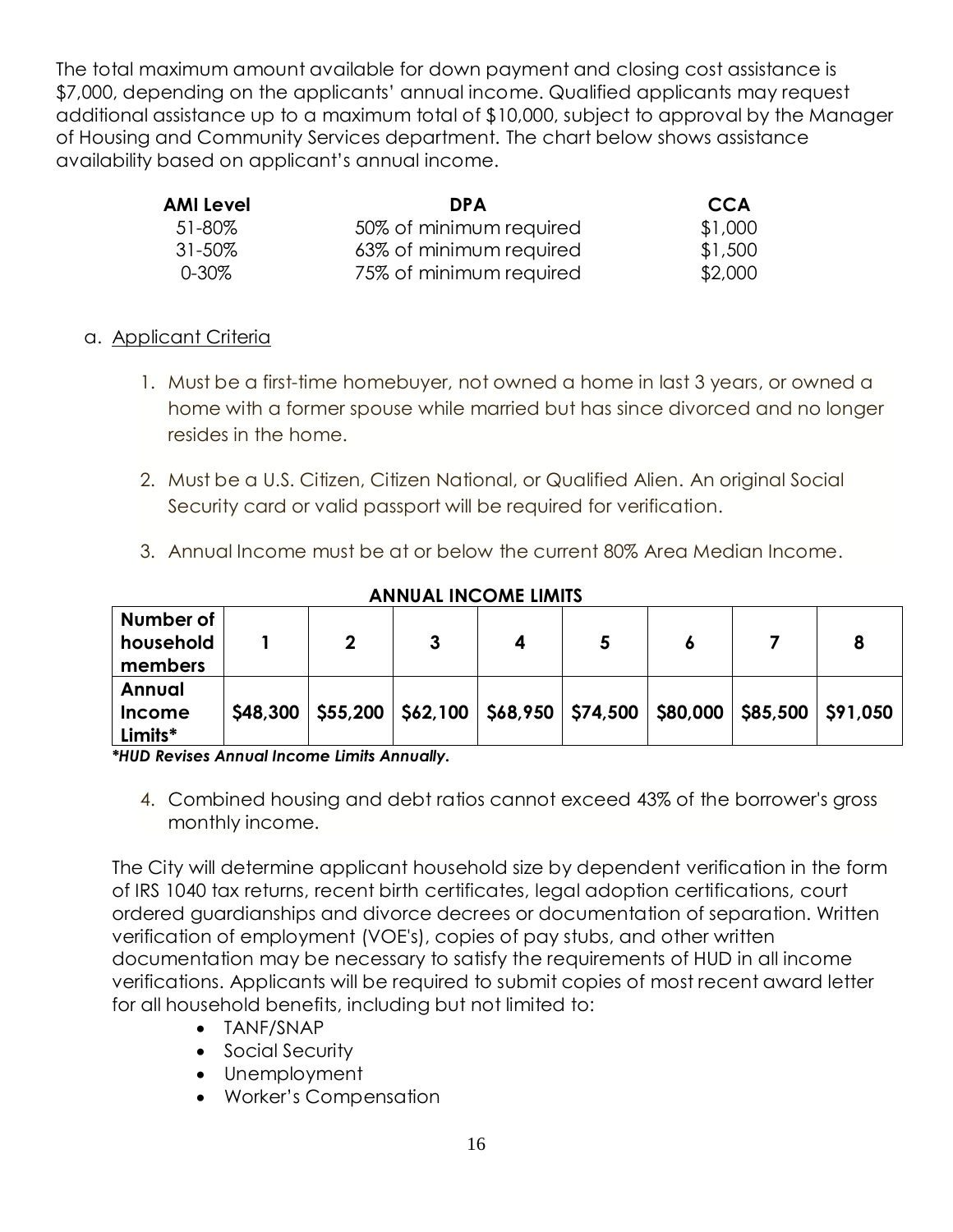The total maximum amount available for down payment and closing cost assistance is $7,000, depending on the applicants' annual income. Qualified applicants may request additional assistance up to a maximum total of $10,000, subject to approval by the Manager of Housing and Community Services department. The chart below shows assistance availability based on applicant's annual income.

| AMI Level | DPA | CCA |
|---|---|---|
| 51-80% | 50% of minimum required | $1,000 |
| 31-50% | 63% of minimum required | $1,500 |
| 0-30% | 75% of minimum required | $2,000 |

a. Applicant Criteria

1. Must be a first-time homebuyer, not owned a home in last 3 years, or owned a home with a former spouse while married but has since divorced and no longer resides in the home.

2. Must be a U.S. Citizen, Citizen National, or Qualified Alien. An original Social Security card or valid passport will be required for verification.

3. Annual Income must be at or below the current 80% Area Median Income.

**ANNUAL INCOME LIMITS**

| Number of household members | 1 | 2 | 3 | 4 | 5 | 6 | 7 | 8 |
|---|---|---|---|---|---|---|---|---|
| **Annual Income Limits*** | **$48,300** | **$55,200** | **$62,100** | **$68,950** | **$74,500** | **$80,000** | **$85,500** | **$91,050** |

***HUD Revises Annual Income Limits Annually.***

4. Combined housing and debt ratios cannot exceed 43% of the borrower's gross monthly income.

The City will determine applicant household size by dependent verification in the form of IRS 1040 tax returns, recent birth certificates, legal adoption certifications, court ordered guardianships and divorce decrees or documentation of separation. Written verification of employment (VOE's), copies of pay stubs, and other written documentation may be necessary to satisfy the requirements of HUD in all income verifications. Applicants will be required to submit copies of most recent award letter for all household benefits, including but not limited to:

- TANF/SNAP
- Social Security
- Unemployment
- Worker's Compensation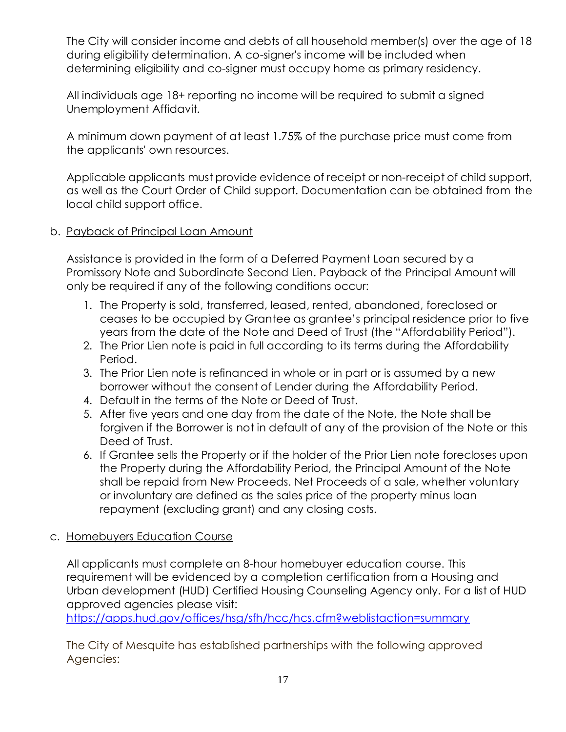The City will consider income and debts of all household member(s) over the age of 18 during eligibility determination. A co-signer's income will be included when determining eligibility and co-signer must occupy home as primary residency.

All individuals age 18+ reporting no income will be required to submit a signed Unemployment Affidavit.

A minimum down payment of at least 1.75% of the purchase price must come from the applicants' own resources.

Applicable applicants must provide evidence of receipt or non-receipt of child support, as well as the Court Order of Child support. Documentation can be obtained from the local child support office.

b. Payback of Principal Loan Amount

Assistance is provided in the form of a Deferred Payment Loan secured by a Promissory Note and Subordinate Second Lien. Payback of the Principal Amount will only be required if any of the following conditions occur:

1. The Property is sold, transferred, leased, rented, abandoned, foreclosed or ceases to be occupied by Grantee as grantee's principal residence prior to five years from the date of the Note and Deed of Trust (the "Affordability Period").
2. The Prior Lien note is paid in full according to its terms during the Affordability Period.
3. The Prior Lien note is refinanced in whole or in part or is assumed by a new borrower without the consent of Lender during the Affordability Period.
4. Default in the terms of the Note or Deed of Trust.
5. After five years and one day from the date of the Note, the Note shall be forgiven if the Borrower is not in default of any of the provision of the Note or this Deed of Trust.
6. If Grantee sells the Property or if the holder of the Prior Lien note forecloses upon the Property during the Affordability Period, the Principal Amount of the Note shall be repaid from New Proceeds. Net Proceeds of a sale, whether voluntary or involuntary are defined as the sales price of the property minus loan repayment (excluding grant) and any closing costs.

c. Homebuyers Education Course

All applicants must complete an 8-hour homebuyer education course. This requirement will be evidenced by a completion certification from a Housing and Urban development (HUD) Certified Housing Counseling Agency only. For a list of HUD approved agencies please visit:
https://apps.hud.gov/offices/hsg/sfh/hcc/hcs.cfm?weblistaction=summary

The City of Mesquite has established partnerships with the following approved Agencies: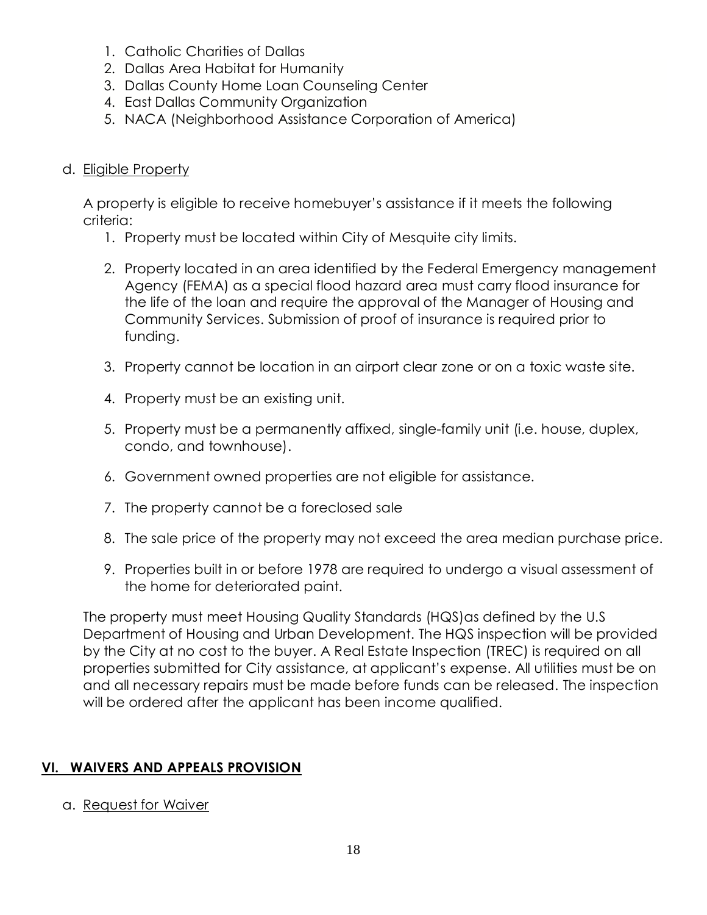1. Catholic Charities of Dallas
2. Dallas Area Habitat for Humanity
3. Dallas County Home Loan Counseling Center
4. East Dallas Community Organization
5. NACA (Neighborhood Assistance Corporation of America)

d. Eligible Property

A property is eligible to receive homebuyer's assistance if it meets the following criteria:

1. Property must be located within City of Mesquite city limits.
2. Property located in an area identified by the Federal Emergency management Agency (FEMA) as a special flood hazard area must carry flood insurance for the life of the loan and require the approval of the Manager of Housing and Community Services. Submission of proof of insurance is required prior to funding.
3. Property cannot be location in an airport clear zone or on a toxic waste site.
4. Property must be an existing unit.
5. Property must be a permanently affixed, single-family unit (i.e. house, duplex, condo, and townhouse).
6. Government owned properties are not eligible for assistance.
7. The property cannot be a foreclosed sale
8. The sale price of the property may not exceed the area median purchase price.
9. Properties built in or before 1978 are required to undergo a visual assessment of the home for deteriorated paint.

The property must meet Housing Quality Standards (HQS)as defined by the U.S Department of Housing and Urban Development. The HQS inspection will be provided by the City at no cost to the buyer. A Real Estate Inspection (TREC) is required on all properties submitted for City assistance, at applicant's expense. All utilities must be on and all necessary repairs must be made before funds can be released. The inspection will be ordered after the applicant has been income qualified.

## VI. WAIVERS AND APPEALS PROVISION

a. Request for Waiver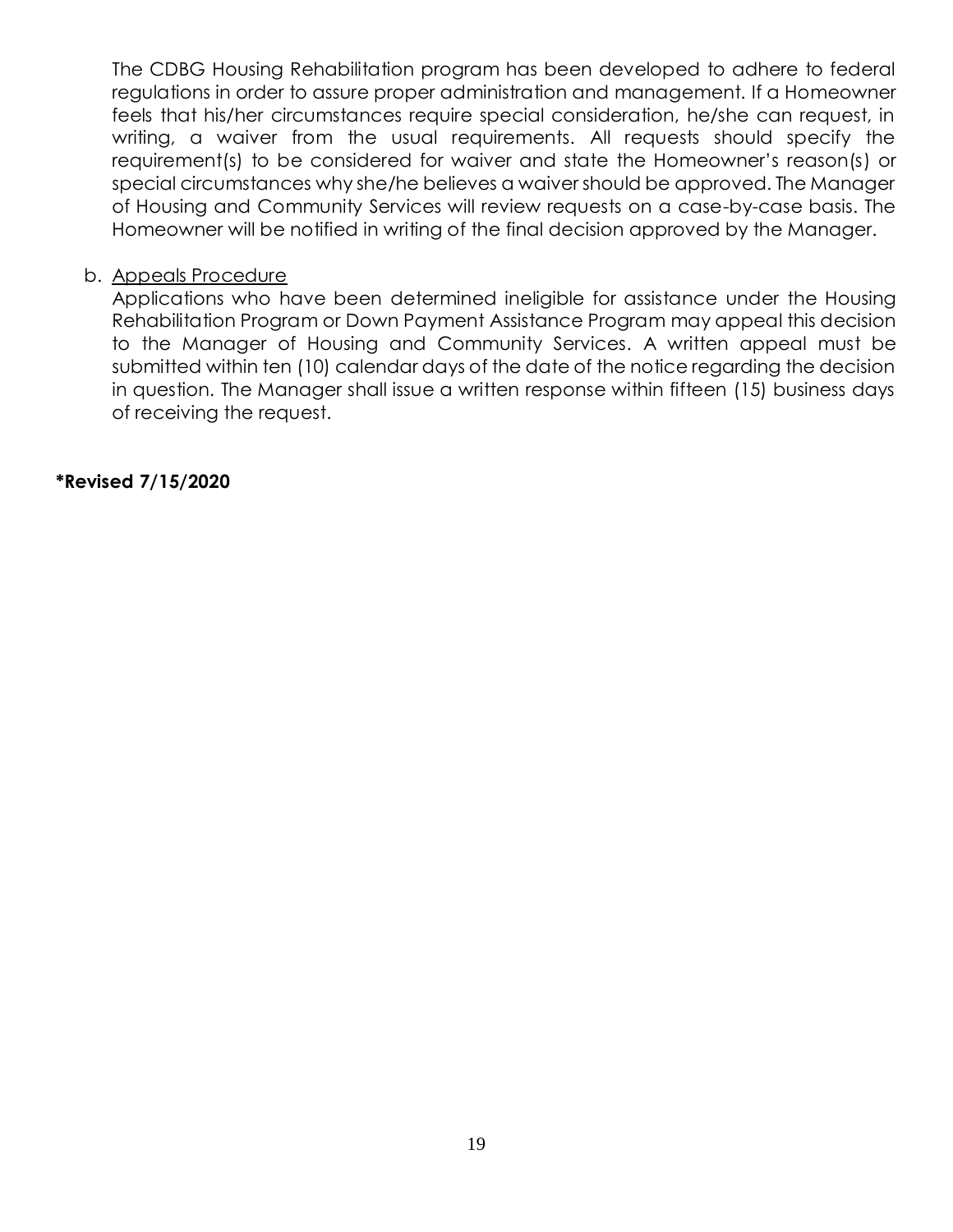The CDBG Housing Rehabilitation program has been developed to adhere to federal regulations in order to assure proper administration and management. If a Homeowner feels that his/her circumstances require special consideration, he/she can request, in writing, a waiver from the usual requirements. All requests should specify the requirement(s) to be considered for waiver and state the Homeowner's reason(s) or special circumstances why she/he believes a waiver should be approved. The Manager of Housing and Community Services will review requests on a case-by-case basis. The Homeowner will be notified in writing of the final decision approved by the Manager.

b. Appeals Procedure

Applications who have been determined ineligible for assistance under the Housing Rehabilitation Program or Down Payment Assistance Program may appeal this decision to the Manager of Housing and Community Services. A written appeal must be submitted within ten (10) calendar days of the date of the notice regarding the decision in question. The Manager shall issue a written response within fifteen (15) business days of receiving the request.

**\*Revised 7/15/2020**